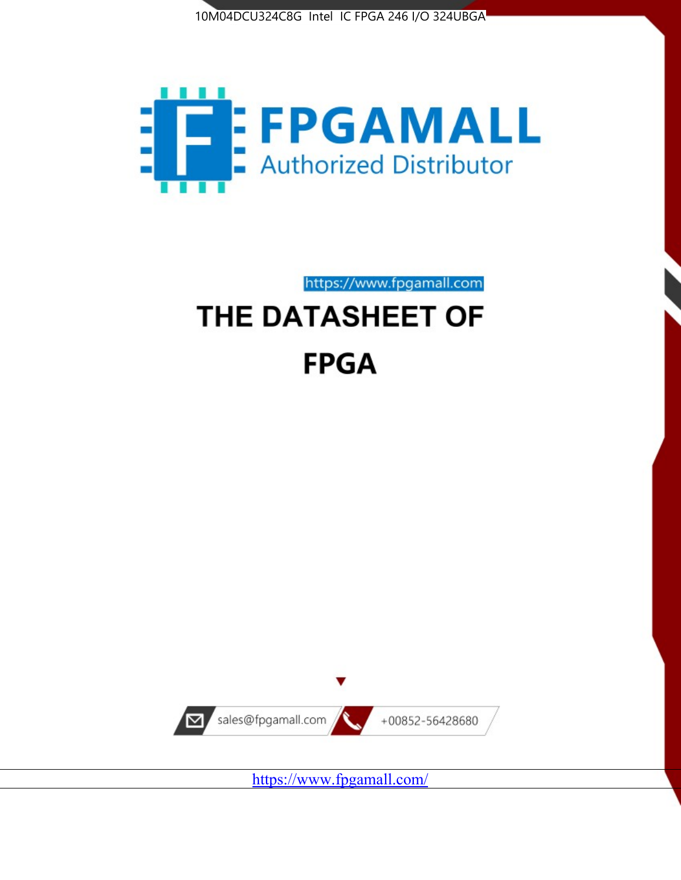10M04DCU324C8G Intel IC FPGA 246 I/O 324UBGA

FPGAMALL

Authorized Distributor

https://www.fpgamall.com

# THE DATASHEET OF

# FPGA

sales@fpgamall.com

+00852-56428680

https://www.fpgamall.com/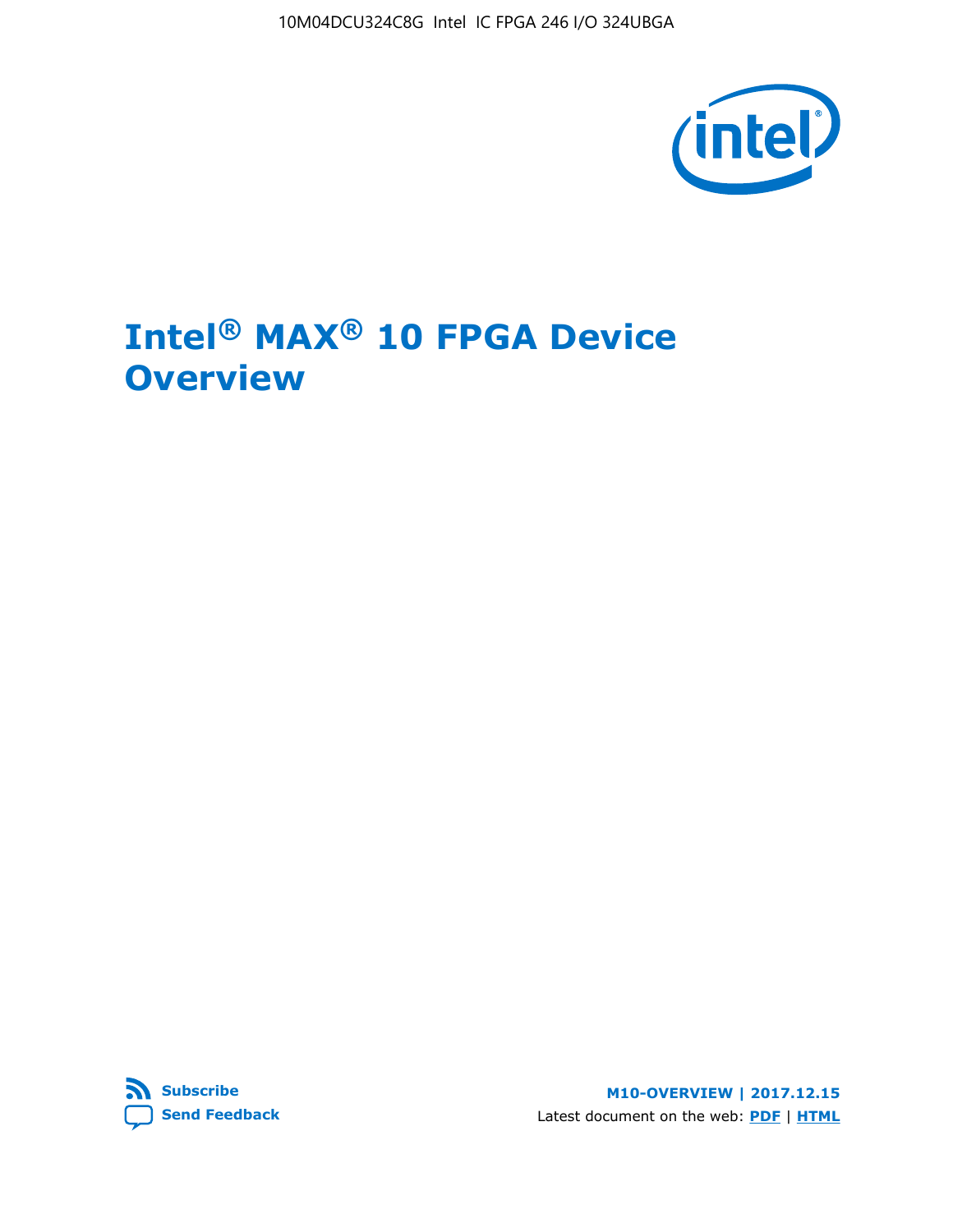# Intel® MAX® 10 FPGA Device Overview

Subscribe

Send Feedback

M10-OVERVIEW | 2017.12.15

Latest document on the web: PDF | HTML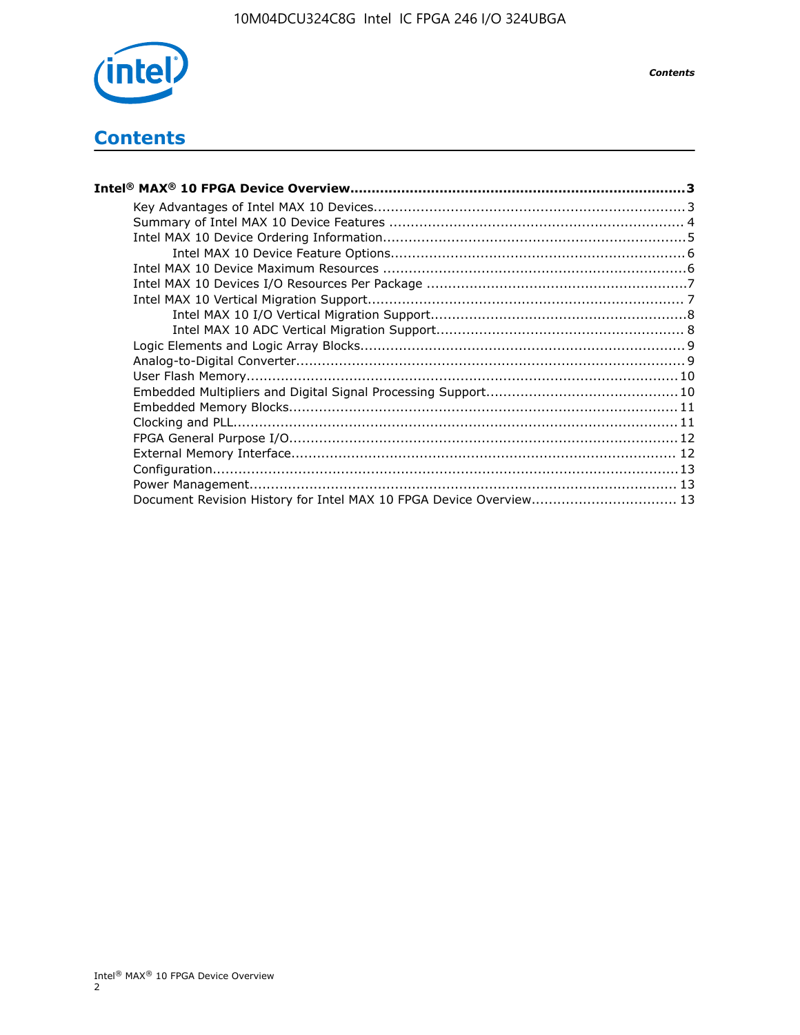# Contents

**Intel® MAX® 10 FPGA Device Overview.......................................................................3**

- Key Advantages of Intel MAX 10 Devices.......................................................................3
- Summary of Intel MAX 10 Device Features ....................................................................4
- Intel MAX 10 Device Ordering Information......................................................................5
  - Intel MAX 10 Device Feature Options...................................................................6
- Intel MAX 10 Device Maximum Resources .....................................................................6
- Intel MAX 10 Devices I/O Resources Per Package ...........................................................7
- Intel MAX 10 Vertical Migration Support........................................................................7
  - Intel MAX 10 I/O Vertical Migration Support..........................................................8
  - Intel MAX 10 ADC Vertical Migration Support.........................................................8
- Logic Elements and Logic Array Blocks..........................................................................9
- Analog-to-Digital Converter.........................................................................................9
- User Flash Memory...................................................................................................10
- Embedded Multipliers and Digital Signal Processing Support...........................................10
- Embedded Memory Blocks.........................................................................................11
- Clocking and PLL......................................................................................................11
- FPGA General Purpose I/O.........................................................................................12
- External Memory Interface........................................................................................12
- Configuration...........................................................................................................13
- Power Management..................................................................................................13
- Document Revision History for Intel MAX 10 FPGA Device Overview.................................13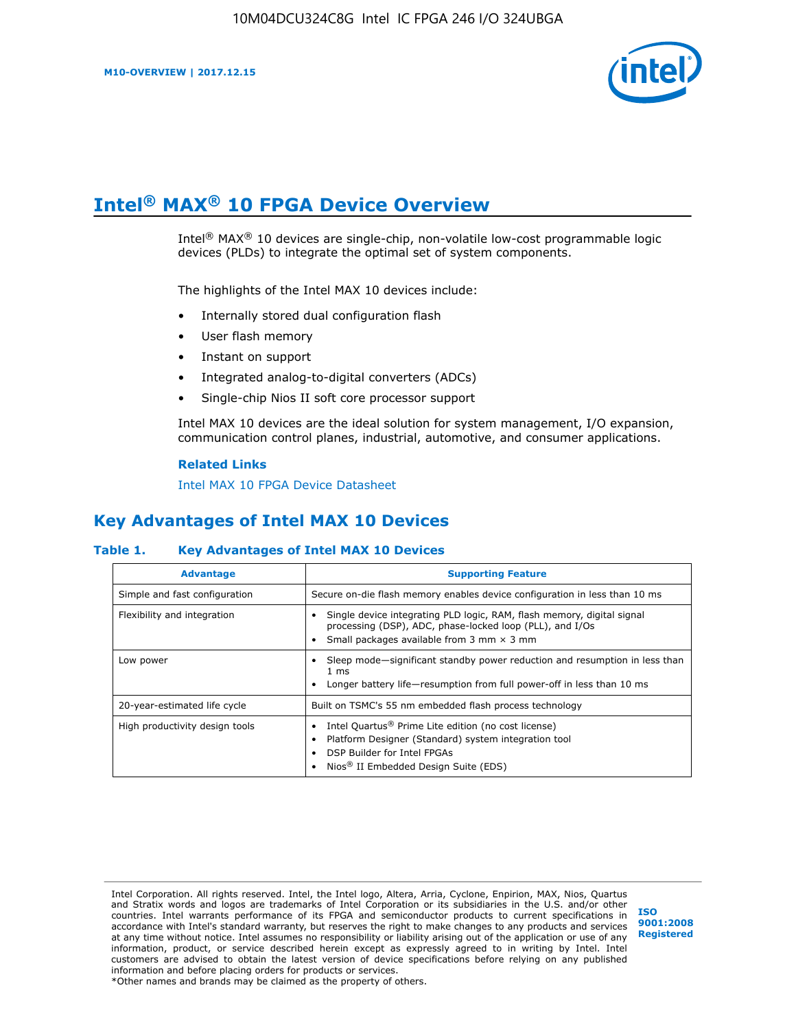# Intel® MAX® 10 FPGA Device Overview

Intel® MAX® 10 devices are single-chip, non-volatile low-cost programmable logic devices (PLDs) to integrate the optimal set of system components.

The highlights of the Intel MAX 10 devices include:

- Internally stored dual configuration flash
- User flash memory
- Instant on support
- Integrated analog-to-digital converters (ADCs)
- Single-chip Nios II soft core processor support

Intel MAX 10 devices are the ideal solution for system management, I/O expansion, communication control planes, industrial, automotive, and consumer applications.

**Related Links**

Intel MAX 10 FPGA Device Datasheet

## Key Advantages of Intel MAX 10 Devices

**Table 1. Key Advantages of Intel MAX 10 Devices**

| Advantage | Supporting Feature |
|---|---|
| Simple and fast configuration | Secure on-die flash memory enables device configuration in less than 10 ms |
| Flexibility and integration | • Single device integrating PLD logic, RAM, flash memory, digital signal processing (DSP), ADC, phase-locked loop (PLL), and I/Os<br>• Small packages available from 3 mm × 3 mm |
| Low power | • Sleep mode—significant standby power reduction and resumption in less than 1 ms<br>• Longer battery life—resumption from full power-off in less than 10 ms |
| 20-year-estimated life cycle | Built on TSMC's 55 nm embedded flash process technology |
| High productivity design tools | • Intel Quartus® Prime Lite edition (no cost license)<br>• Platform Designer (Standard) system integration tool<br>• DSP Builder for Intel FPGAs<br>• Nios® II Embedded Design Suite (EDS) |

Intel Corporation. All rights reserved. Intel, the Intel logo, Altera, Arria, Cyclone, Enpirion, MAX, Nios, Quartus and Stratix words and logos are trademarks of Intel Corporation or its subsidiaries in the U.S. and/or other countries. Intel warrants performance of its FPGA and semiconductor products to current specifications in accordance with Intel's standard warranty, but reserves the right to make changes to any products and services at any time without notice. Intel assumes no responsibility or liability arising out of the application or use of any information, product, or service described herein except as expressly agreed to in writing by Intel. Intel customers are advised to obtain the latest version of device specifications before relying on any published information and before placing orders for products or services.
*Other names and brands may be claimed as the property of others.

ISO 9001:2008 Registered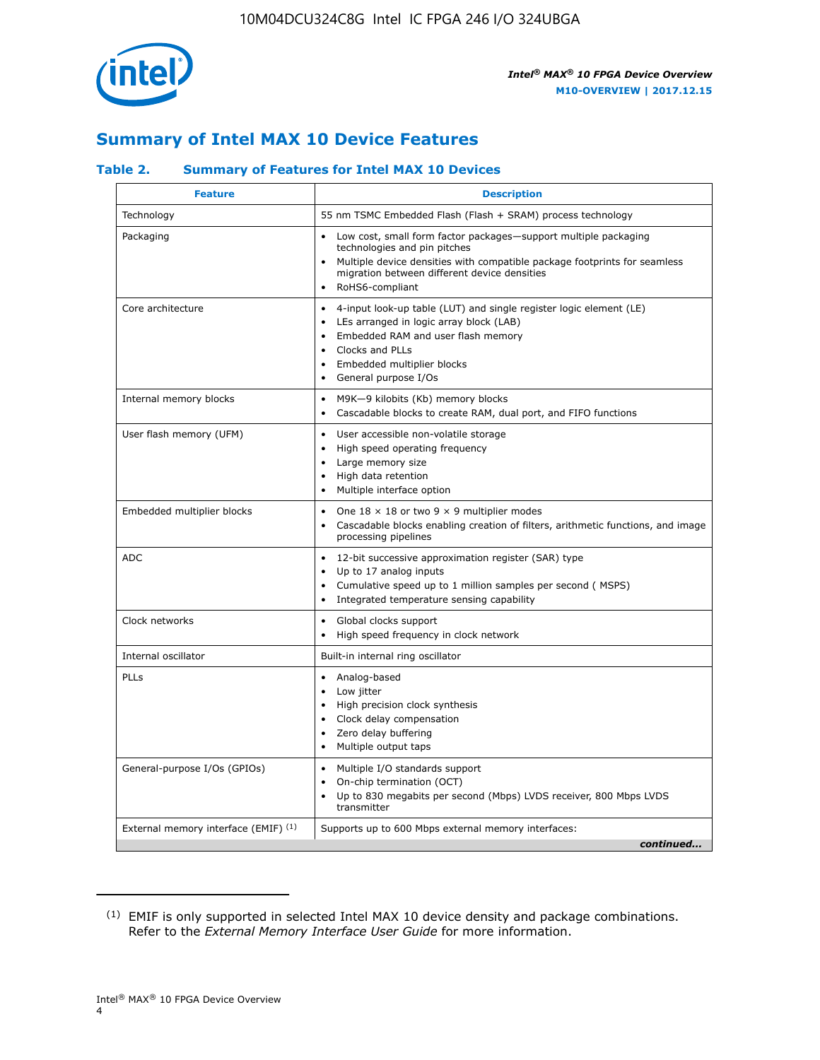## Summary of Intel MAX 10 Device Features

### Table 2. Summary of Features for Intel MAX 10 Devices

| Feature | Description |
|---|---|
| Technology | 55 nm TSMC Embedded Flash (Flash + SRAM) process technology |
| Packaging | • Low cost, small form factor packages—support multiple packaging technologies and pin pitches<br>• Multiple device densities with compatible package footprints for seamless migration between different device densities<br>• RoHS6-compliant |
| Core architecture | • 4-input look-up table (LUT) and single register logic element (LE)<br>• LEs arranged in logic array block (LAB)<br>• Embedded RAM and user flash memory<br>• Clocks and PLLs<br>• Embedded multiplier blocks<br>• General purpose I/Os |
| Internal memory blocks | • M9K—9 kilobits (Kb) memory blocks<br>• Cascadable blocks to create RAM, dual port, and FIFO functions |
| User flash memory (UFM) | • User accessible non-volatile storage<br>• High speed operating frequency<br>• Large memory size<br>• High data retention<br>• Multiple interface option |
| Embedded multiplier blocks | • One 18 × 18 or two 9 × 9 multiplier modes<br>• Cascadable blocks enabling creation of filters, arithmetic functions, and image processing pipelines |
| ADC | • 12-bit successive approximation register (SAR) type<br>• Up to 17 analog inputs<br>• Cumulative speed up to 1 million samples per second ( MSPS)<br>• Integrated temperature sensing capability |
| Clock networks | • Global clocks support<br>• High speed frequency in clock network |
| Internal oscillator | Built-in internal ring oscillator |
| PLLs | • Analog-based<br>• Low jitter<br>• High precision clock synthesis<br>• Clock delay compensation<br>• Zero delay buffering<br>• Multiple output taps |
| General-purpose I/Os (GPIOs) | • Multiple I/O standards support<br>• On-chip termination (OCT)<br>• Up to 830 megabits per second (Mbps) LVDS receiver, 800 Mbps LVDS transmitter |
| External memory interface (EMIF) [(1)] | Supports up to 600 Mbps external memory interfaces: |

*continued...*

(1) EMIF is only supported in selected Intel MAX 10 device density and package combinations. Refer to the *External Memory Interface User Guide* for more information.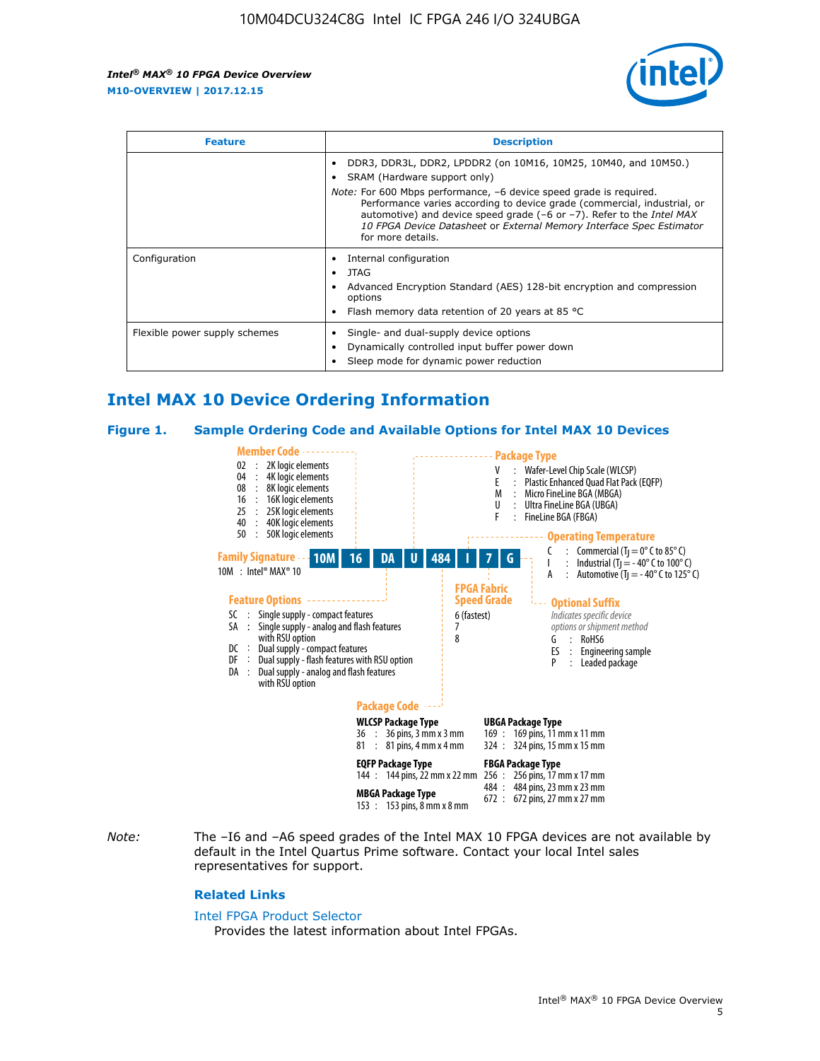| Feature | Description |
| --- | --- |
| | • DDR3, DDR3L, DDR2, LPDDR2 (on 10M16, 10M25, 10M40, and 10M50.)<br>• SRAM (Hardware support only)<br>*Note:* For 600 Mbps performance, –6 device speed grade is required. Performance varies according to device grade (commercial, industrial, or automotive) and device speed grade (–6 or –7). Refer to the *Intel MAX 10 FPGA Device Datasheet* or *External Memory Interface Spec Estimator* for more details. |
| Configuration | • Internal configuration<br>• JTAG<br>• Advanced Encryption Standard (AES) 128-bit encryption and compression options<br>• Flash memory data retention of 20 years at 85 °C |
| Flexible power supply schemes | • Single- and dual-supply device options<br>• Dynamically controlled input buffer power down<br>• Sleep mode for dynamic power reduction |

## Intel MAX 10 Device Ordering Information

### Figure 1. Sample Ordering Code and Available Options for Intel MAX 10 Devices

Sample ordering code: **10M 16 DA U 484 I 7 G**

**Family Signature**
10M : Intel® MAX® 10

**Member Code**
- 02 : 2K logic elements
- 04 : 4K logic elements
- 08 : 8K logic elements
- 16 : 16K logic elements
- 25 : 25K logic elements
- 40 : 40K logic elements
- 50 : 50K logic elements

**Feature Options**
- SC : Single supply - compact features
- SA : Single supply - analog and flash features with RSU option
- DC : Dual supply - compact features
- DF : Dual supply - flash features with RSU option
- DA : Dual supply - analog and flash features with RSU option

**Package Type**
- V : Wafer-Level Chip Scale (WLCSP)
- E : Plastic Enhanced Quad Flat Pack (EQFP)
- M : Micro FineLine BGA (MBGA)
- U : Ultra FineLine BGA (UBGA)
- F : FineLine BGA (FBGA)

**Package Code**

WLCSP Package Type
- 36 : 36 pins, 3 mm x 3 mm
- 81 : 81 pins, 4 mm x 4 mm

EQFP Package Type
- 144 : 144 pins, 22 mm x 22 mm

MBGA Package Type
- 153 : 153 pins, 8 mm x 8 mm

UBGA Package Type
- 169 : 169 pins, 11 mm x 11 mm
- 324 : 324 pins, 15 mm x 15 mm

FBGA Package Type
- 256 : 256 pins, 17 mm x 17 mm
- 484 : 484 pins, 23 mm x 23 mm
- 672 : 672 pins, 27 mm x 27 mm

**Operating Temperature**
- C : Commercial ($T_J$ = 0° C to 85° C)
- I : Industrial ($T_J$ = - 40° C to 100° C)
- A : Automotive ($T_J$ = - 40° C to 125° C)

**FPGA Fabric Speed Grade**
- 6 (fastest)
- 7
- 8

**Optional Suffix**
*Indicates specific device options or shipment method*
- G : RoHS6
- ES : Engineering sample
- P : Leaded package

*Note:* The –I6 and –A6 speed grades of the Intel MAX 10 FPGA devices are not available by default in the Intel Quartus Prime software. Contact your local Intel sales representatives for support.

### Related Links

Intel FPGA Product Selector
Provides the latest information about Intel FPGAs.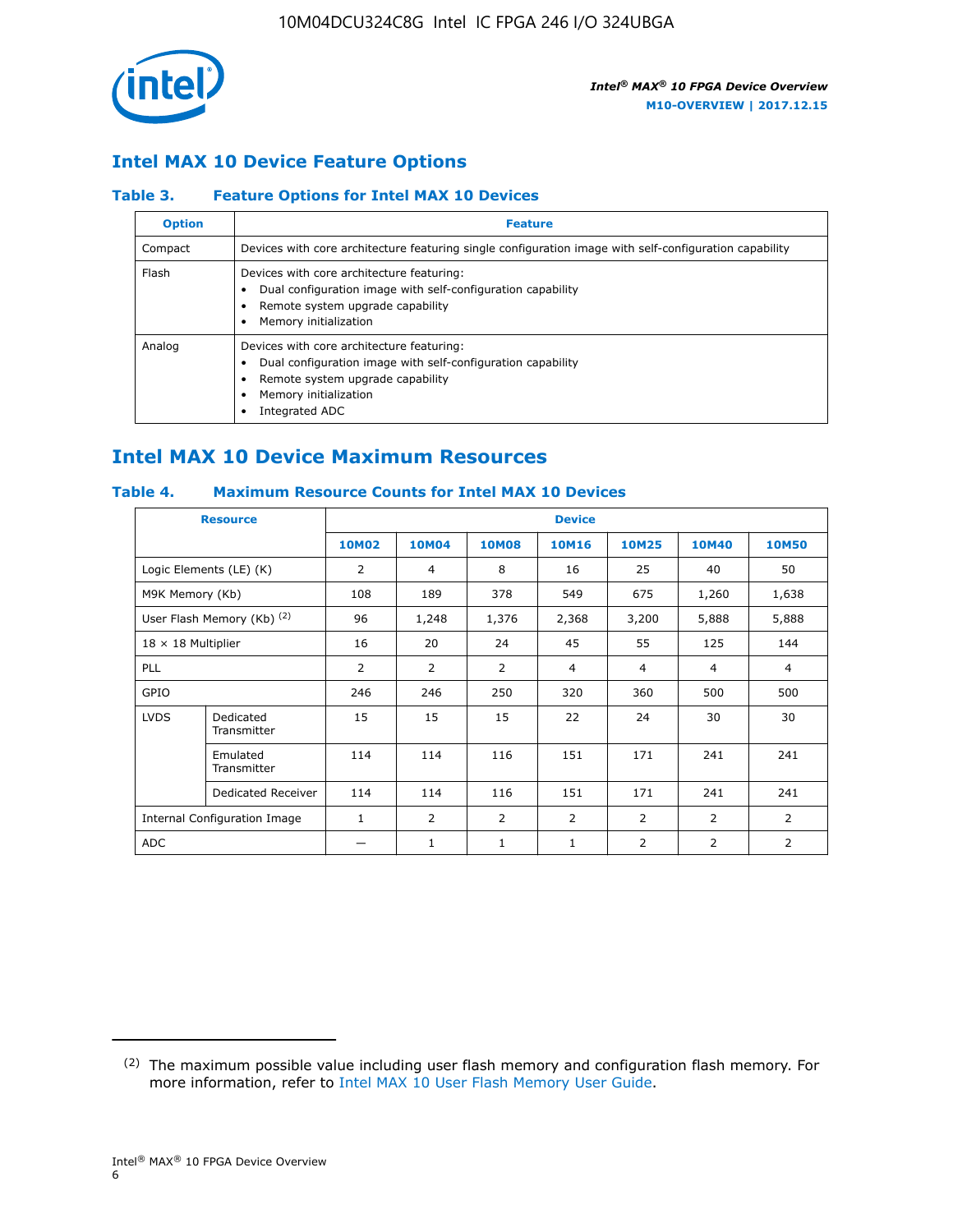## Intel MAX 10 Device Feature Options

### Table 3. Feature Options for Intel MAX 10 Devices

| Option | Feature |
|---|---|
| Compact | Devices with core architecture featuring single configuration image with self-configuration capability |
| Flash | Devices with core architecture featuring:<br>• Dual configuration image with self-configuration capability<br>• Remote system upgrade capability<br>• Memory initialization |
| Analog | Devices with core architecture featuring:<br>• Dual configuration image with self-configuration capability<br>• Remote system upgrade capability<br>• Memory initialization<br>• Integrated ADC |

## Intel MAX 10 Device Maximum Resources

### Table 4. Maximum Resource Counts for Intel MAX 10 Devices

| Resource | | Device | | | | | | |
|---|---|---|---|---|---|---|---|---|
| | | 10M02 | 10M04 | 10M08 | 10M16 | 10M25 | 10M40 | 10M50 |
| Logic Elements (LE) (K) | | 2 | 4 | 8 | 16 | 25 | 40 | 50 |
| M9K Memory (Kb) | | 108 | 189 | 378 | 549 | 675 | 1,260 | 1,638 |
| User Flash Memory (Kb) [2] | | 96 | 1,248 | 1,376 | 2,368 | 3,200 | 5,888 | 5,888 |
| 18 × 18 Multiplier | | 16 | 20 | 24 | 45 | 55 | 125 | 144 |
| PLL | | 2 | 2 | 2 | 4 | 4 | 4 | 4 |
| GPIO | | 246 | 246 | 250 | 320 | 360 | 500 | 500 |
| LVDS | Dedicated Transmitter | 15 | 15 | 15 | 22 | 24 | 30 | 30 |
| | Emulated Transmitter | 114 | 114 | 116 | 151 | 171 | 241 | 241 |
| | Dedicated Receiver | 114 | 114 | 116 | 151 | 171 | 241 | 241 |
| Internal Configuration Image | | 1 | 2 | 2 | 2 | 2 | 2 | 2 |
| ADC | | — | 1 | 1 | 1 | 2 | 2 | 2 |

(2) The maximum possible value including user flash memory and configuration flash memory. For more information, refer to Intel MAX 10 User Flash Memory User Guide.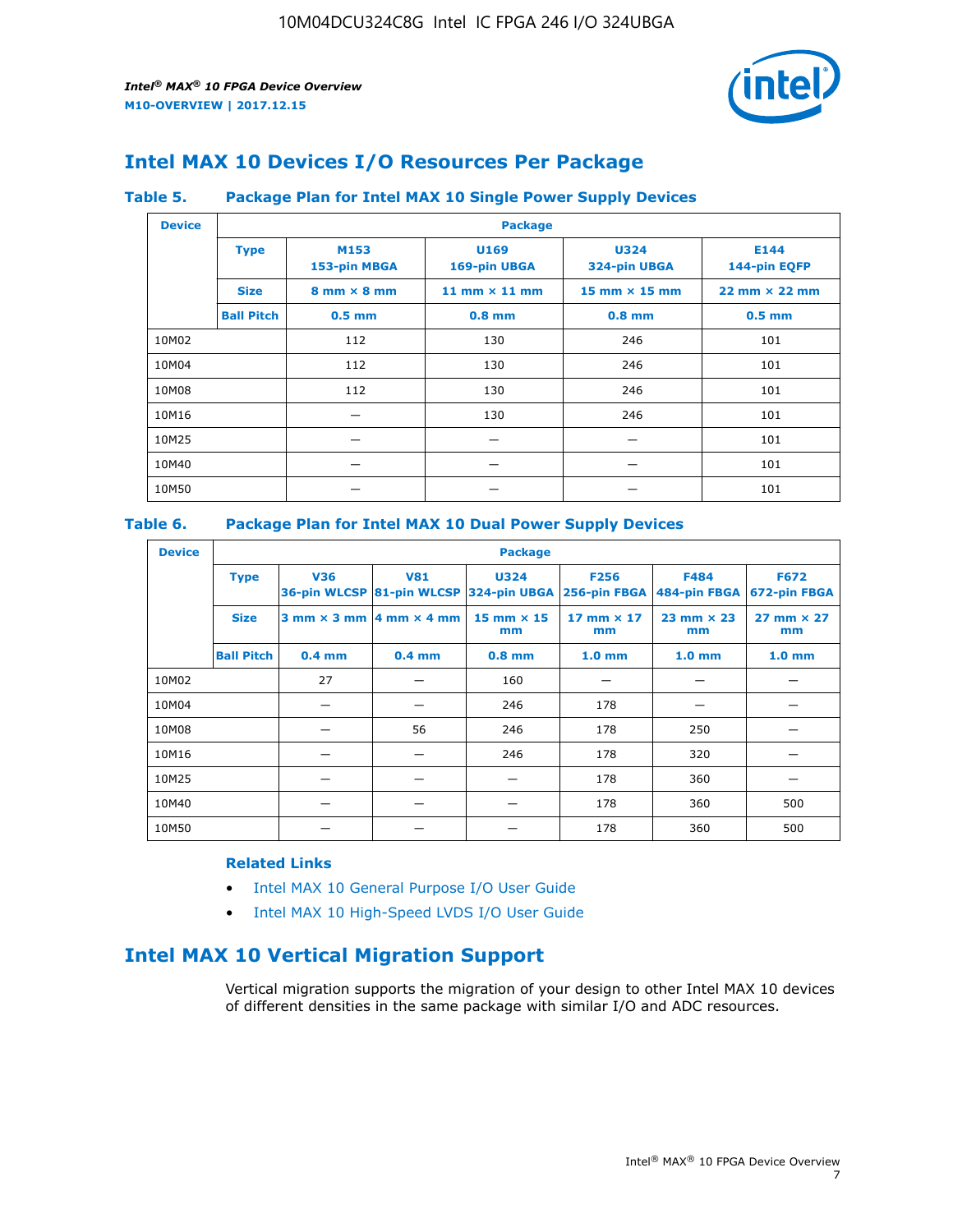## Intel MAX 10 Devices I/O Resources Per Package

**Table 5. Package Plan for Intel MAX 10 Single Power Supply Devices**

| Device | Package | | | | |
|---|---|---|---|---|---|
| | **Type** | **M153** 153-pin MBGA | **U169** 169-pin UBGA | **U324** 324-pin UBGA | **E144** 144-pin EQFP |
| | **Size** | 8 mm × 8 mm | 11 mm × 11 mm | 15 mm × 15 mm | 22 mm × 22 mm |
| | **Ball Pitch** | 0.5 mm | 0.8 mm | 0.8 mm | 0.5 mm |
| 10M02 | | 112 | 130 | 246 | 101 |
| 10M04 | | 112 | 130 | 246 | 101 |
| 10M08 | | 112 | 130 | 246 | 101 |
| 10M16 | | — | 130 | 246 | 101 |
| 10M25 | | — | — | — | 101 |
| 10M40 | | — | — | — | 101 |
| 10M50 | | — | — | — | 101 |

**Table 6. Package Plan for Intel MAX 10 Dual Power Supply Devices**

| Device | Package | | | | | | |
|---|---|---|---|---|---|---|---|
| | **Type** | **V36** 36-pin WLCSP | **V81** 81-pin WLCSP | **U324** 324-pin UBGA | **F256** 256-pin FBGA | **F484** 484-pin FBGA | **F672** 672-pin FBGA |
| | **Size** | 3 mm × 3 mm | 4 mm × 4 mm | 15 mm × 15 mm | 17 mm × 17 mm | 23 mm × 23 mm | 27 mm × 27 mm |
| | **Ball Pitch** | 0.4 mm | 0.4 mm | 0.8 mm | 1.0 mm | 1.0 mm | 1.0 mm |
| 10M02 | | 27 | — | 160 | — | — | — |
| 10M04 | | — | — | 246 | 178 | — | — |
| 10M08 | | — | 56 | 246 | 178 | 250 | — |
| 10M16 | | — | — | 246 | 178 | 320 | — |
| 10M25 | | — | — | — | 178 | 360 | — |
| 10M40 | | — | — | — | 178 | 360 | 500 |
| 10M50 | | — | — | — | 178 | 360 | 500 |

**Related Links**

- Intel MAX 10 General Purpose I/O User Guide
- Intel MAX 10 High-Speed LVDS I/O User Guide

## Intel MAX 10 Vertical Migration Support

Vertical migration supports the migration of your design to other Intel MAX 10 devices of different densities in the same package with similar I/O and ADC resources.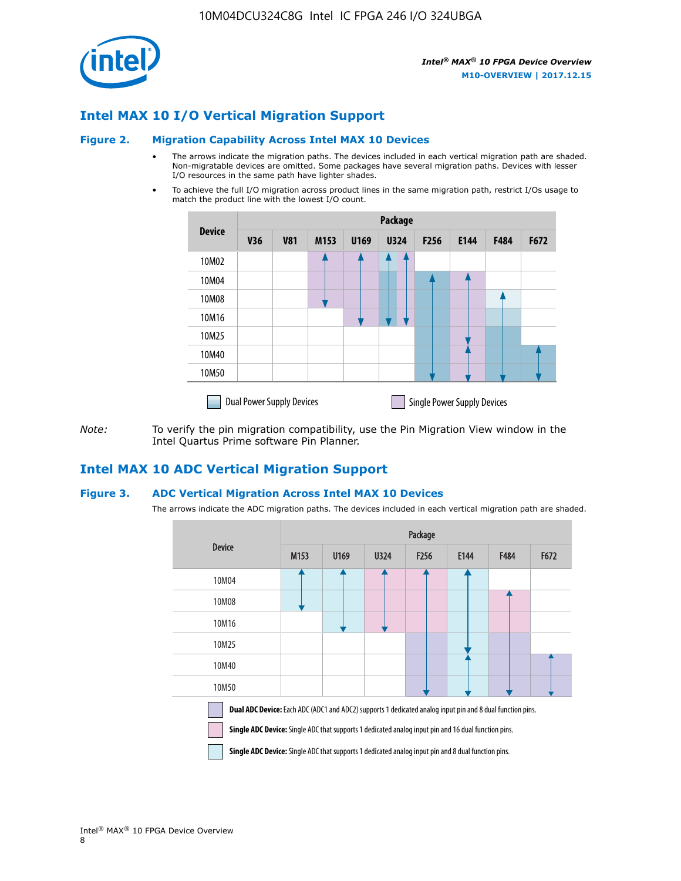## Intel MAX 10 I/O Vertical Migration Support

### Figure 2. Migration Capability Across Intel MAX 10 Devices

- The arrows indicate the migration paths. The devices included in each vertical migration path are shaded. Non-migratable devices are omitted. Some packages have several migration paths. Devices with lesser I/O resources in the same path have lighter shades.
- To achieve the full I/O migration across product lines in the same migration path, restrict I/Os usage to match the product line with the lowest I/O count.

| Device | Package | | | | | | | | |
|---|---|---|---|---|---|---|---|---|---|
| | V36 | V81 | M153 | U169 | U324 | F256 | E144 | F484 | F672 |
| 10M02 | | | | | | | | | |
| 10M04 | | | | | | | | | |
| 10M08 | | | | | | | | | |
| 10M16 | | | | | | | | | |
| 10M25 | | | | | | | | | |
| 10M40 | | | | | | | | | |
| 10M50 | | | | | | | | | |

Dual Power Supply Devices

Single Power Supply Devices

*Note:* To verify the pin migration compatibility, use the Pin Migration View window in the Intel Quartus Prime software Pin Planner.

## Intel MAX 10 ADC Vertical Migration Support

### Figure 3. ADC Vertical Migration Across Intel MAX 10 Devices

The arrows indicate the ADC migration paths. The devices included in each vertical migration path are shaded.

| Device | Package | | | | | | |
|---|---|---|---|---|---|---|---|
| | M153 | U169 | U324 | F256 | E144 | F484 | F672 |
| 10M04 | | | | | | | |
| 10M08 | | | | | | | |
| 10M16 | | | | | | | |
| 10M25 | | | | | | | |
| 10M40 | | | | | | | |
| 10M50 | | | | | | | |

**Dual ADC Device:** Each ADC (ADC1 and ADC2) supports 1 dedicated analog input pin and 8 dual function pins.

**Single ADC Device:** Single ADC that supports 1 dedicated analog input pin and 16 dual function pins.

**Single ADC Device:** Single ADC that supports 1 dedicated analog input pin and 8 dual function pins.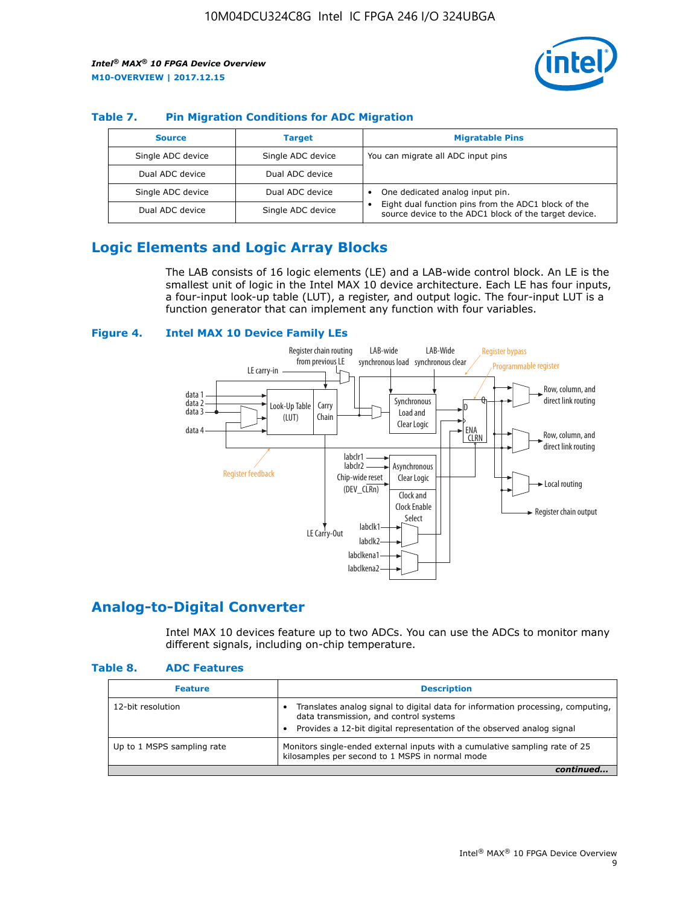## Table 7. Pin Migration Conditions for ADC Migration

| Source | Target | Migratable Pins |
|---|---|---|
| Single ADC device | Single ADC device | You can migrate all ADC input pins |
| Dual ADC device | Dual ADC device | |
| Single ADC device | Dual ADC device | • One dedicated analog input pin.<br>• Eight dual function pins from the ADC1 block of the source device to the ADC1 block of the target device. |
| Dual ADC device | Single ADC device | |

## Logic Elements and Logic Array Blocks

The LAB consists of 16 logic elements (LE) and a LAB-wide control block. An LE is the smallest unit of logic in the Intel MAX 10 device architecture. Each LE has four inputs, a four-input look-up table (LUT), a register, and output logic. The four-input LUT is a function generator that can implement any function with four variables.

**Figure 4. Intel MAX 10 Device Family LEs**

## Analog-to-Digital Converter

Intel MAX 10 devices feature up to two ADCs. You can use the ADCs to monitor many different signals, including on-chip temperature.

## Table 8. ADC Features

| Feature | Description |
|---|---|
| 12-bit resolution | • Translates analog signal to digital data for information processing, computing, data transmission, and control systems<br>• Provides a 12-bit digital representation of the observed analog signal |
| Up to 1 MSPS sampling rate | Monitors single-ended external inputs with a cumulative sampling rate of 25 kilosamples per second to 1 MSPS in normal mode |

*continued...*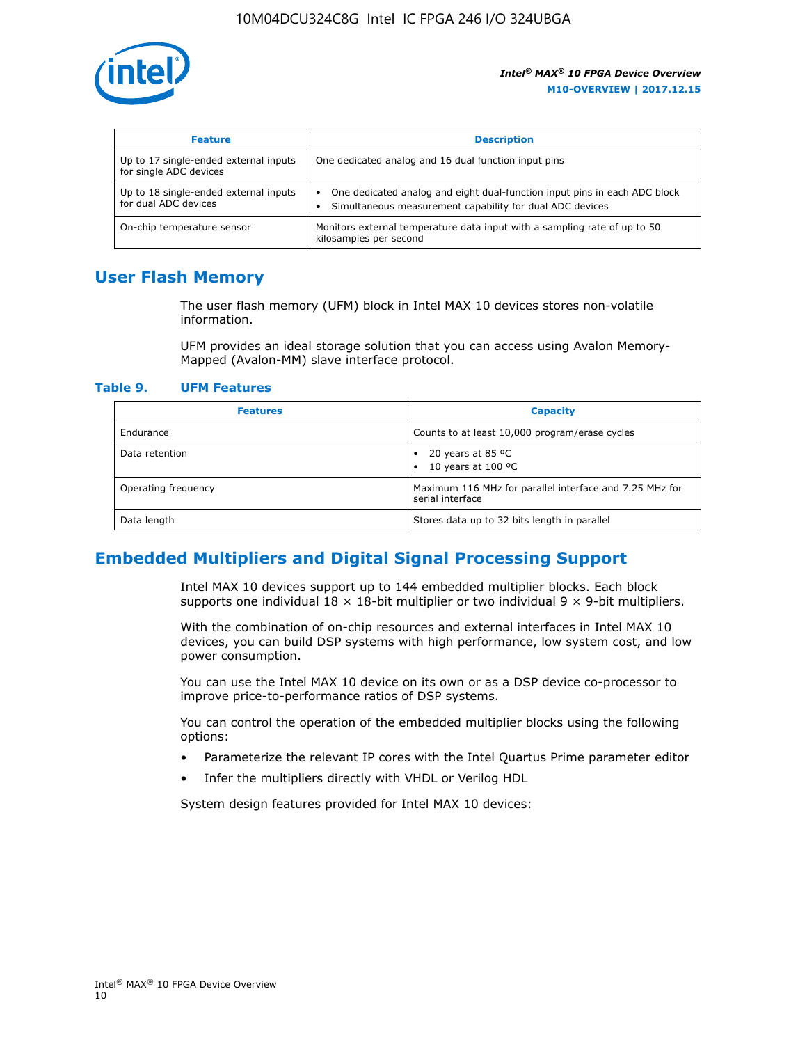| Feature | Description |
| --- | --- |
| Up to 17 single-ended external inputs for single ADC devices | One dedicated analog and 16 dual function input pins |
| Up to 18 single-ended external inputs for dual ADC devices | • One dedicated analog and eight dual-function input pins in each ADC block<br>• Simultaneous measurement capability for dual ADC devices |
| On-chip temperature sensor | Monitors external temperature data input with a sampling rate of up to 50 kilosamples per second |

## User Flash Memory

The user flash memory (UFM) block in Intel MAX 10 devices stores non-volatile information.

UFM provides an ideal storage solution that you can access using Avalon Memory-Mapped (Avalon-MM) slave interface protocol.

**Table 9. UFM Features**

| Features | Capacity |
| --- | --- |
| Endurance | Counts to at least 10,000 program/erase cycles |
| Data retention | • 20 years at 85 ºC<br>• 10 years at 100 ºC |
| Operating frequency | Maximum 116 MHz for parallel interface and 7.25 MHz for serial interface |
| Data length | Stores data up to 32 bits length in parallel |

## Embedded Multipliers and Digital Signal Processing Support

Intel MAX 10 devices support up to 144 embedded multiplier blocks. Each block supports one individual 18 × 18-bit multiplier or two individual 9 × 9-bit multipliers.

With the combination of on-chip resources and external interfaces in Intel MAX 10 devices, you can build DSP systems with high performance, low system cost, and low power consumption.

You can use the Intel MAX 10 device on its own or as a DSP device co-processor to improve price-to-performance ratios of DSP systems.

You can control the operation of the embedded multiplier blocks using the following options:

- Parameterize the relevant IP cores with the Intel Quartus Prime parameter editor
- Infer the multipliers directly with VHDL or Verilog HDL

System design features provided for Intel MAX 10 devices: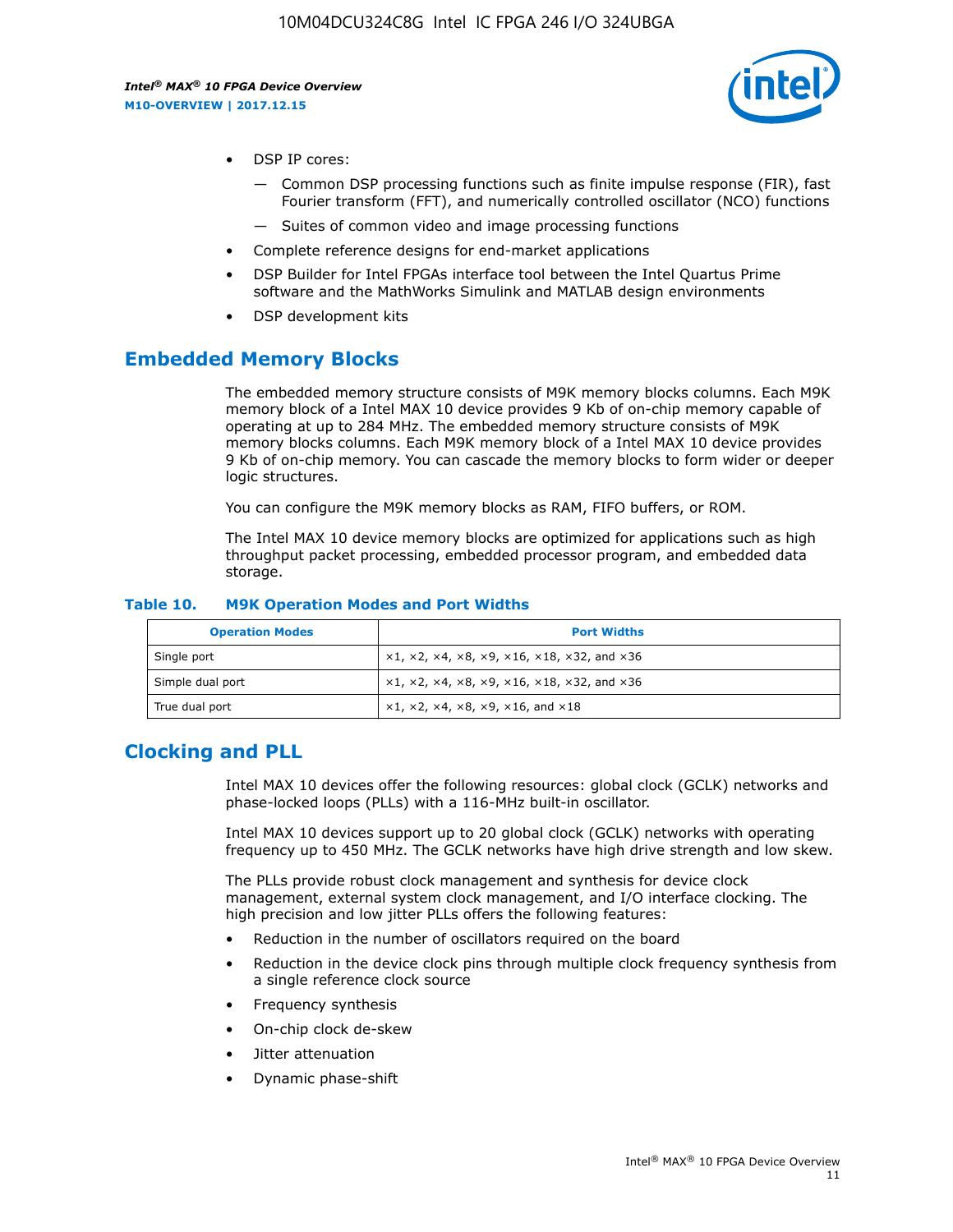- DSP IP cores:
  - — Common DSP processing functions such as finite impulse response (FIR), fast Fourier transform (FFT), and numerically controlled oscillator (NCO) functions
  - — Suites of common video and image processing functions
- Complete reference designs for end-market applications
- DSP Builder for Intel FPGAs interface tool between the Intel Quartus Prime software and the MathWorks Simulink and MATLAB design environments
- DSP development kits

## Embedded Memory Blocks

The embedded memory structure consists of M9K memory blocks columns. Each M9K memory block of a Intel MAX 10 device provides 9 Kb of on-chip memory capable of operating at up to 284 MHz. The embedded memory structure consists of M9K memory blocks columns. Each M9K memory block of a Intel MAX 10 device provides 9 Kb of on-chip memory. You can cascade the memory blocks to form wider or deeper logic structures.

You can configure the M9K memory blocks as RAM, FIFO buffers, or ROM.

The Intel MAX 10 device memory blocks are optimized for applications such as high throughput packet processing, embedded processor program, and embedded data storage.

**Table 10. M9K Operation Modes and Port Widths**

| Operation Modes | Port Widths |
|---|---|
| Single port | ×1, ×2, ×4, ×8, ×9, ×16, ×18, ×32, and ×36 |
| Simple dual port | ×1, ×2, ×4, ×8, ×9, ×16, ×18, ×32, and ×36 |
| True dual port | ×1, ×2, ×4, ×8, ×9, ×16, and ×18 |

## Clocking and PLL

Intel MAX 10 devices offer the following resources: global clock (GCLK) networks and phase-locked loops (PLLs) with a 116-MHz built-in oscillator.

Intel MAX 10 devices support up to 20 global clock (GCLK) networks with operating frequency up to 450 MHz. The GCLK networks have high drive strength and low skew.

The PLLs provide robust clock management and synthesis for device clock management, external system clock management, and I/O interface clocking. The high precision and low jitter PLLs offers the following features:

- Reduction in the number of oscillators required on the board
- Reduction in the device clock pins through multiple clock frequency synthesis from a single reference clock source
- Frequency synthesis
- On-chip clock de-skew
- Jitter attenuation
- Dynamic phase-shift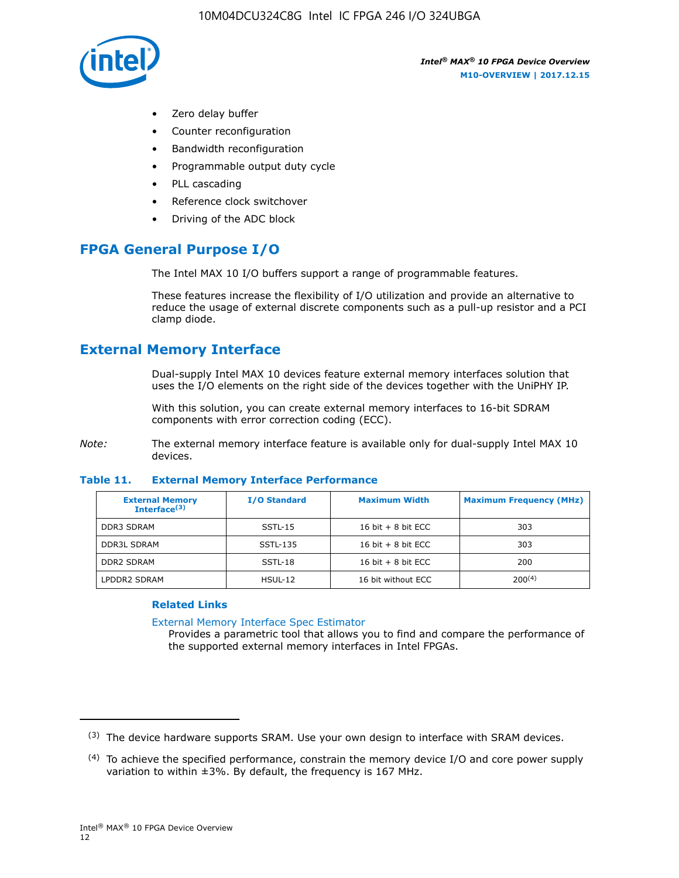- Zero delay buffer
- Counter reconfiguration
- Bandwidth reconfiguration
- Programmable output duty cycle
- PLL cascading
- Reference clock switchover
- Driving of the ADC block

## FPGA General Purpose I/O

The Intel MAX 10 I/O buffers support a range of programmable features.

These features increase the flexibility of I/O utilization and provide an alternative to reduce the usage of external discrete components such as a pull-up resistor and a PCI clamp diode.

## External Memory Interface

Dual-supply Intel MAX 10 devices feature external memory interfaces solution that uses the I/O elements on the right side of the devices together with the UniPHY IP.

With this solution, you can create external memory interfaces to 16-bit SDRAM components with error correction coding (ECC).

*Note:* The external memory interface feature is available only for dual-supply Intel MAX 10 devices.

**Table 11. External Memory Interface Performance**

| External Memory Interface[(3)] | I/O Standard | Maximum Width | Maximum Frequency (MHz) |
|---|---|---|---|
| DDR3 SDRAM | SSTL-15 | 16 bit + 8 bit ECC | 303 |
| DDR3L SDRAM | SSTL-135 | 16 bit + 8 bit ECC | 303 |
| DDR2 SDRAM | SSTL-18 | 16 bit + 8 bit ECC | 200 |
| LPDDR2 SDRAM | HSUL-12 | 16 bit without ECC | 200[(4)] |

### Related Links

External Memory Interface Spec Estimator
Provides a parametric tool that allows you to find and compare the performance of the supported external memory interfaces in Intel FPGAs.

(3) The device hardware supports SRAM. Use your own design to interface with SRAM devices.

(4) To achieve the specified performance, constrain the memory device I/O and core power supply variation to within ±3%. By default, the frequency is 167 MHz.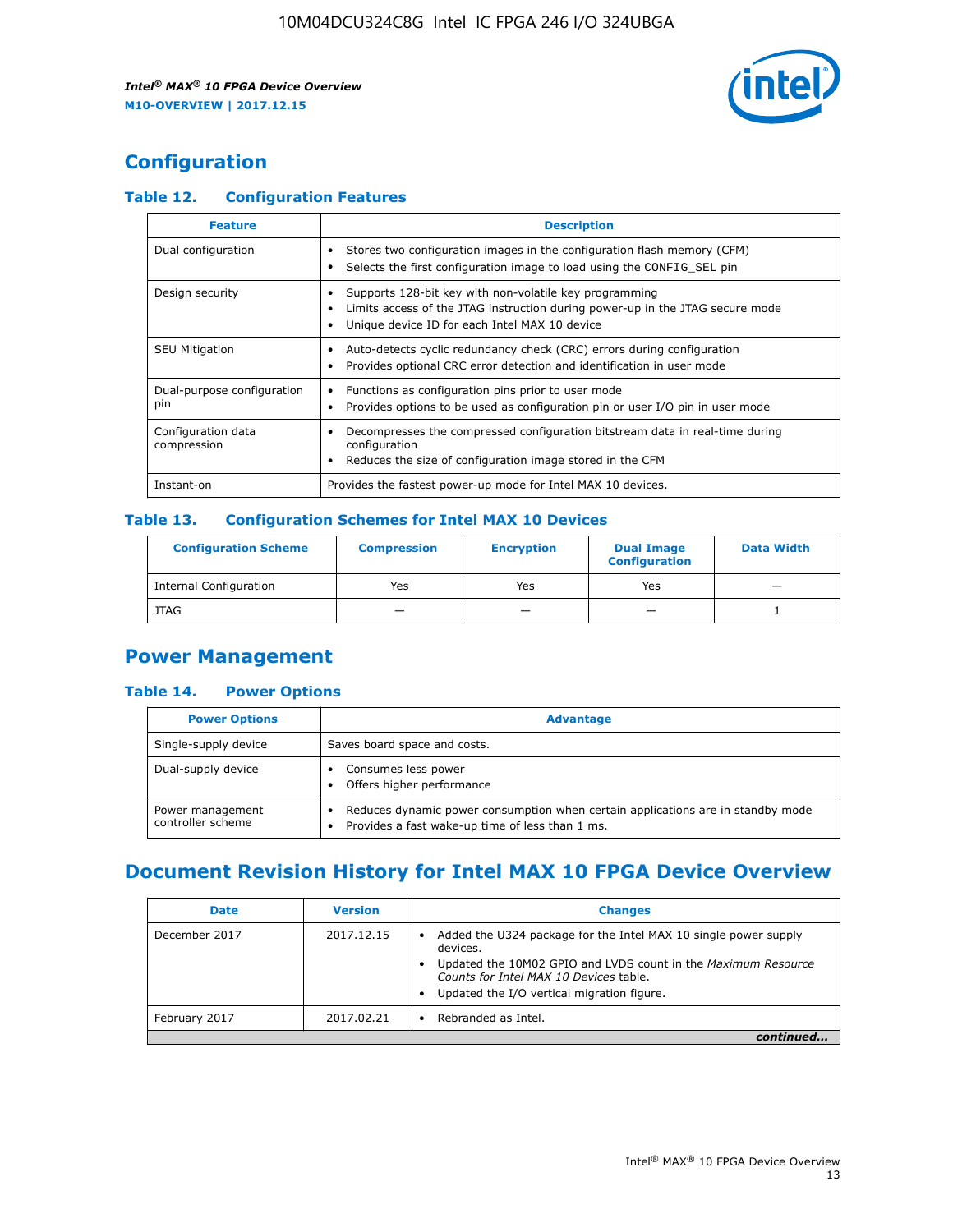## Configuration

### Table 12. Configuration Features

| Feature | Description |
|---|---|
| Dual configuration | • Stores two configuration images in the configuration flash memory (CFM)<br>• Selects the first configuration image to load using the CONFIG_SEL pin |
| Design security | • Supports 128-bit key with non-volatile key programming<br>• Limits access of the JTAG instruction during power-up in the JTAG secure mode<br>• Unique device ID for each Intel MAX 10 device |
| SEU Mitigation | • Auto-detects cyclic redundancy check (CRC) errors during configuration<br>• Provides optional CRC error detection and identification in user mode |
| Dual-purpose configuration pin | • Functions as configuration pins prior to user mode<br>• Provides options to be used as configuration pin or user I/O pin in user mode |
| Configuration data compression | • Decompresses the compressed configuration bitstream data in real-time during configuration<br>• Reduces the size of configuration image stored in the CFM |
| Instant-on | Provides the fastest power-up mode for Intel MAX 10 devices. |

### Table 13. Configuration Schemes for Intel MAX 10 Devices

| Configuration Scheme | Compression | Encryption | Dual Image Configuration | Data Width |
|---|---|---|---|---|
| Internal Configuration | Yes | Yes | Yes | — |
| JTAG | — | — | — | 1 |

## Power Management

### Table 14. Power Options

| Power Options | Advantage |
|---|---|
| Single-supply device | Saves board space and costs. |
| Dual-supply device | • Consumes less power<br>• Offers higher performance |
| Power management controller scheme | • Reduces dynamic power consumption when certain applications are in standby mode<br>• Provides a fast wake-up time of less than 1 ms. |

## Document Revision History for Intel MAX 10 FPGA Device Overview

| Date | Version | Changes |
|---|---|---|
| December 2017 | 2017.12.15 | • Added the U324 package for the Intel MAX 10 single power supply devices.<br>• Updated the 10M02 GPIO and LVDS count in the *Maximum Resource Counts for Intel MAX 10 Devices* table.<br>• Updated the I/O vertical migration figure. |
| February 2017 | 2017.02.21 | • Rebranded as Intel. |

*continued...*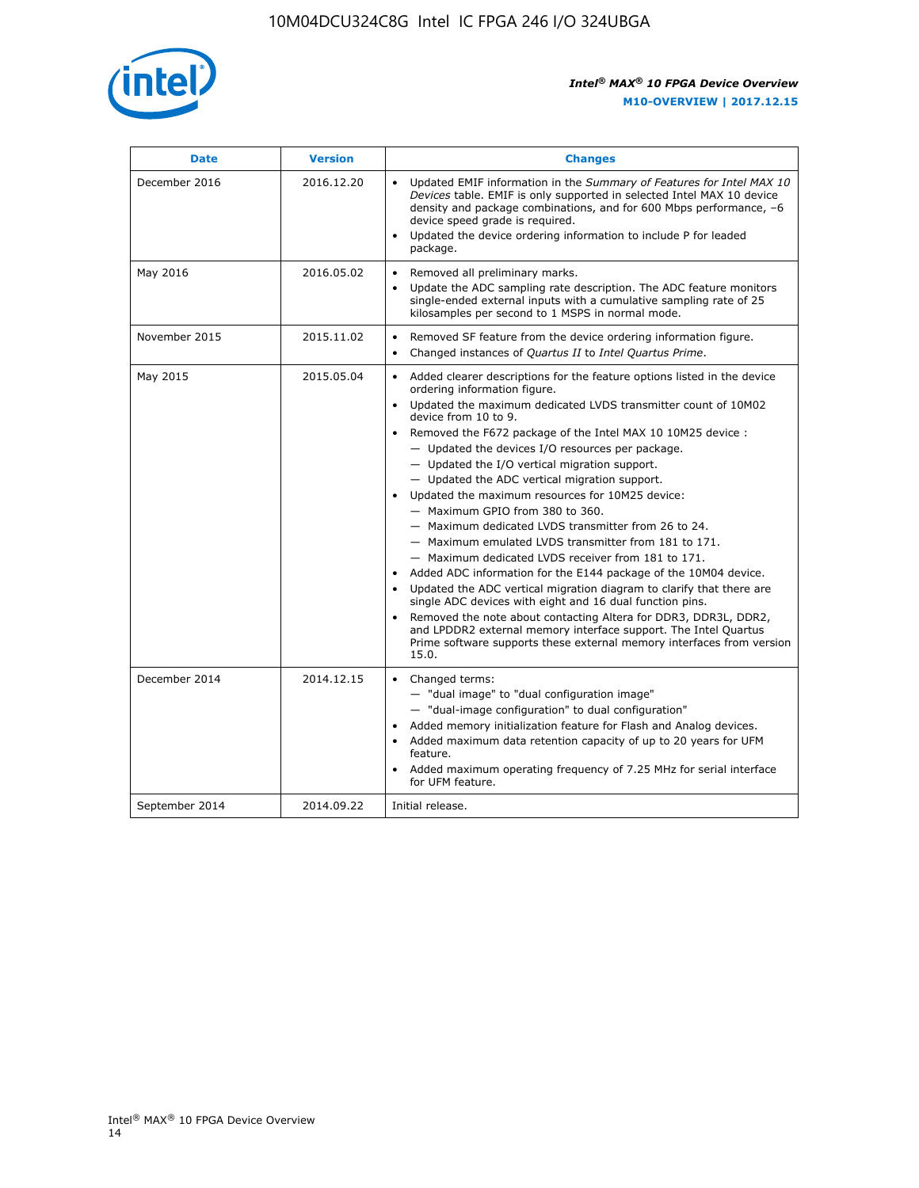| Date | Version | Changes |
| --- | --- | --- |
| December 2016 | 2016.12.20 | • Updated EMIF information in the *Summary of Features for Intel MAX 10 Devices* table. EMIF is only supported in selected Intel MAX 10 device density and package combinations, and for 600 Mbps performance, –6 device speed grade is required.<br>• Updated the device ordering information to include P for leaded package. |
| May 2016 | 2016.05.02 | • Removed all preliminary marks.<br>• Update the ADC sampling rate description. The ADC feature monitors single-ended external inputs with a cumulative sampling rate of 25 kilosamples per second to 1 MSPS in normal mode. |
| November 2015 | 2015.11.02 | • Removed SF feature from the device ordering information figure.<br>• Changed instances of *Quartus II* to *Intel Quartus Prime*. |
| May 2015 | 2015.05.04 | • Added clearer descriptions for the feature options listed in the device ordering information figure.<br>• Updated the maximum dedicated LVDS transmitter count of 10M02 device from 10 to 9.<br>• Removed the F672 package of the Intel MAX 10 10M25 device :<br>  — Updated the devices I/O resources per package.<br>  — Updated the I/O vertical migration support.<br>  — Updated the ADC vertical migration support.<br>• Updated the maximum resources for 10M25 device:<br>  — Maximum GPIO from 380 to 360.<br>  — Maximum dedicated LVDS transmitter from 26 to 24.<br>  — Maximum emulated LVDS transmitter from 181 to 171.<br>  — Maximum dedicated LVDS receiver from 181 to 171.<br>• Added ADC information for the E144 package of the 10M04 device.<br>• Updated the ADC vertical migration diagram to clarify that there are single ADC devices with eight and 16 dual function pins.<br>• Removed the note about contacting Altera for DDR3, DDR3L, DDR2, and LPDDR2 external memory interface support. The Intel Quartus Prime software supports these external memory interfaces from version 15.0. |
| December 2014 | 2014.12.15 | • Changed terms:<br>  — "dual image" to "dual configuration image"<br>  — "dual-image configuration" to dual configuration"<br>• Added memory initialization feature for Flash and Analog devices.<br>• Added maximum data retention capacity of up to 20 years for UFM feature.<br>• Added maximum operating frequency of 7.25 MHz for serial interface for UFM feature. |
| September 2014 | 2014.09.22 | Initial release. |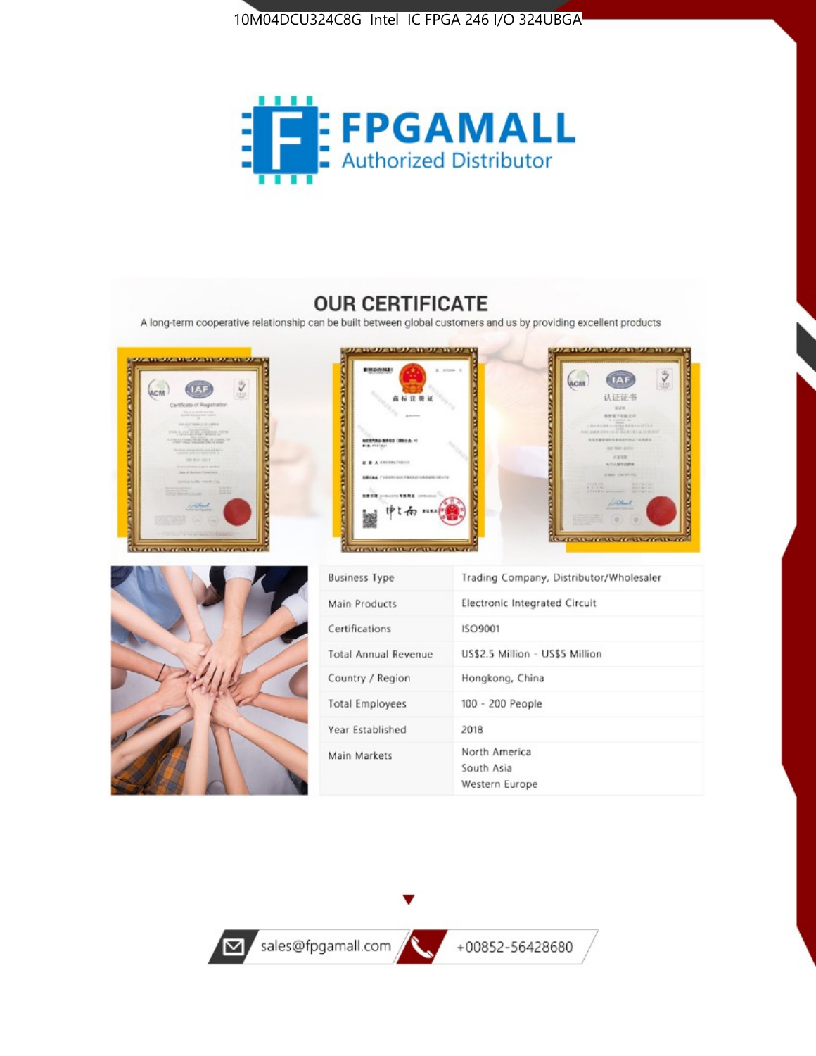10M04DCU324C8G Intel IC FPGA 246 I/O 324UBGA

FPGAMALL
Authorized Distributor

## OUR CERTIFICATE

A long-term cooperative relationship can be built between global customers and us by providing excellent products

| | |
|---|---|
| Business Type | Trading Company, Distributor/Wholesaler |
| Main Products | Electronic Integrated Circuit |
| Certifications | ISO9001 |
| Total Annual Revenue | US$2.5 Million - US$5 Million |
| Country / Region | Hongkong, China |
| Total Employees | 100 - 200 People |
| Year Established | 2018 |
| Main Markets | North America<br>South Asia<br>Western Europe |

sales@fpgamall.com

+00852-56428680